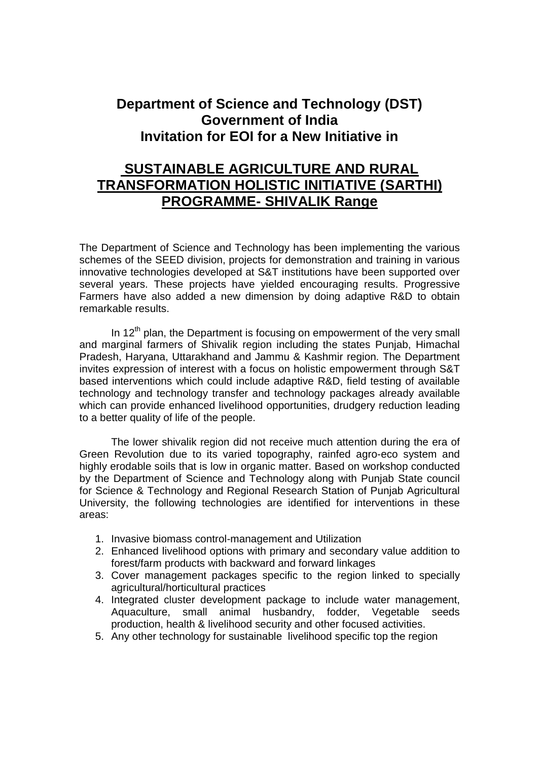# Department of Science and Technology (DST)
# Government of India
# Invitation for EOI for a New Initiative in

## SUSTAINABLE AGRICULTURE AND RURAL TRANSFORMATION HOLISTIC INITIATIVE (SARTHI) PROGRAMME- SHIVALIK Range

The Department of Science and Technology has been implementing the various schemes of the SEED division, projects for demonstration and training in various innovative technologies developed at S&T institutions have been supported over several years. These projects have yielded encouraging results. Progressive Farmers have also added a new dimension by doing adaptive R&D to obtain remarkable results.

In 12th plan, the Department is focusing on empowerment of the very small and marginal farmers of Shivalik region including the states Punjab, Himachal Pradesh, Haryana, Uttarakhand and Jammu & Kashmir region. The Department invites expression of interest with a focus on holistic empowerment through S&T based interventions which could include adaptive R&D, field testing of available technology and technology transfer and technology packages already available which can provide enhanced livelihood opportunities, drudgery reduction leading to a better quality of life of the people.

The lower shivalik region did not receive much attention during the era of Green Revolution due to its varied topography, rainfed agro-eco system and highly erodable soils that is low in organic matter. Based on workshop conducted by the Department of Science and Technology along with Punjab State council for Science & Technology and Regional Research Station of Punjab Agricultural University, the following technologies are identified for interventions in these areas:

1. Invasive biomass control-management and Utilization
2. Enhanced livelihood options with primary and secondary value addition to forest/farm products with backward and forward linkages
3. Cover management packages specific to the region linked to specially agricultural/horticultural practices
4. Integrated cluster development package to include water management, Aquaculture, small animal husbandry, fodder, Vegetable seeds production, health & livelihood security and other focused activities.
5. Any other technology for sustainable livelihood specific top the region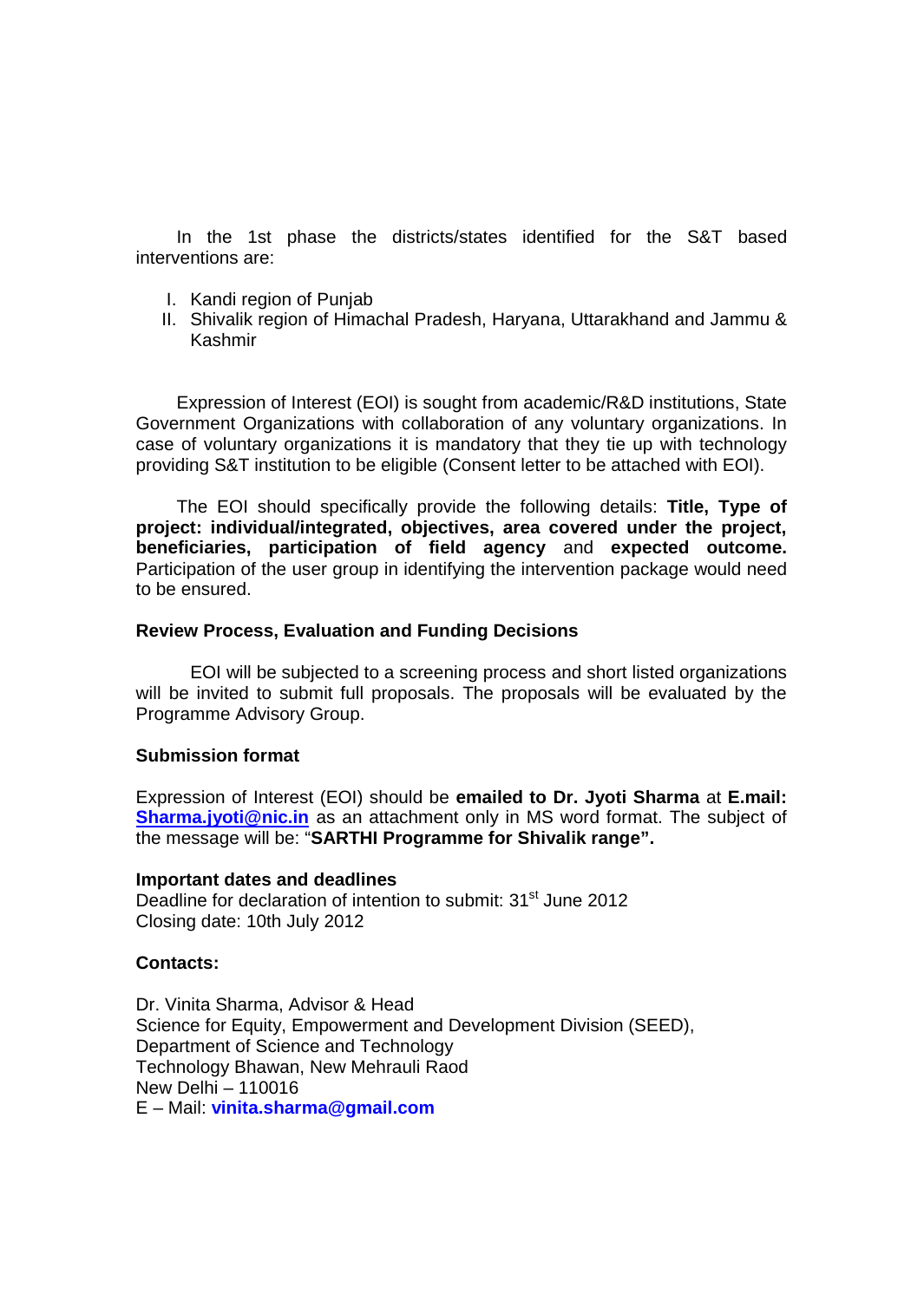In the 1st phase the districts/states identified for the S&T based interventions are:

I. Kandi region of Punjab
II. Shivalik region of Himachal Pradesh, Haryana, Uttarakhand and Jammu & Kashmir

Expression of Interest (EOI) is sought from academic/R&D institutions, State Government Organizations with collaboration of any voluntary organizations. In case of voluntary organizations it is mandatory that they tie up with technology providing S&T institution to be eligible (Consent letter to be attached with EOI).

The EOI should specifically provide the following details: **Title, Type of project: individual/integrated, objectives, area covered under the project, beneficiaries, participation of field agency** and **expected outcome.** Participation of the user group in identifying the intervention package would need to be ensured.

**Review Process, Evaluation and Funding Decisions**

EOI will be subjected to a screening process and short listed organizations will be invited to submit full proposals. The proposals will be evaluated by the Programme Advisory Group.

**Submission format**

Expression of Interest (EOI) should be **emailed to Dr. Jyoti Sharma** at **E.mail: Sharma.jyoti@nic.in** as an attachment only in MS word format. The subject of the message will be: "**SARTHI Programme for Shivalik range".**

**Important dates and deadlines**
Deadline for declaration of intention to submit: 31st June 2012
Closing date: 10th July 2012

**Contacts:**

Dr. Vinita Sharma, Advisor & Head
Science for Equity, Empowerment and Development Division (SEED),
Department of Science and Technology
Technology Bhawan, New Mehrauli Raod
New Delhi – 110016
E – Mail: **vinita.sharma@gmail.com**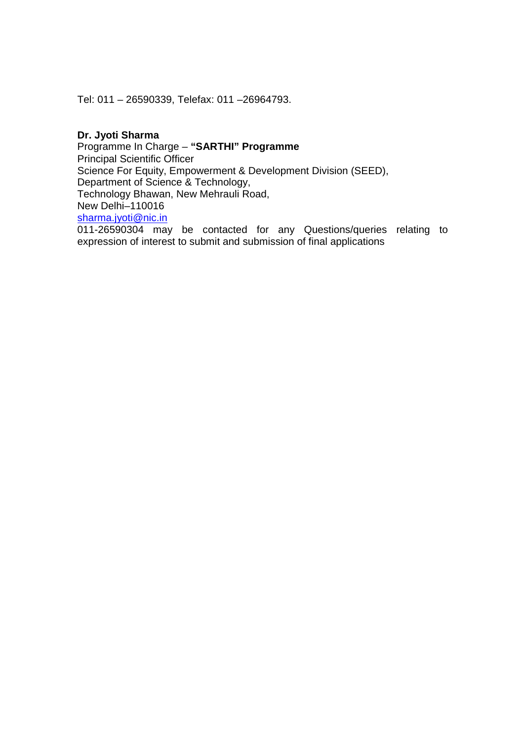Tel: 011 – 26590339, Telefax: 011 –26964793.

**Dr. Jyoti Sharma**
Programme In Charge – **"SARTHI" Programme**
Principal Scientific Officer
Science For Equity, Empowerment & Development Division (SEED),
Department of Science & Technology,
Technology Bhawan, New Mehrauli Road,
New Delhi–110016
sharma.jyoti@nic.in
011-26590304 may be contacted for any Questions/queries relating to expression of interest to submit and submission of final applications